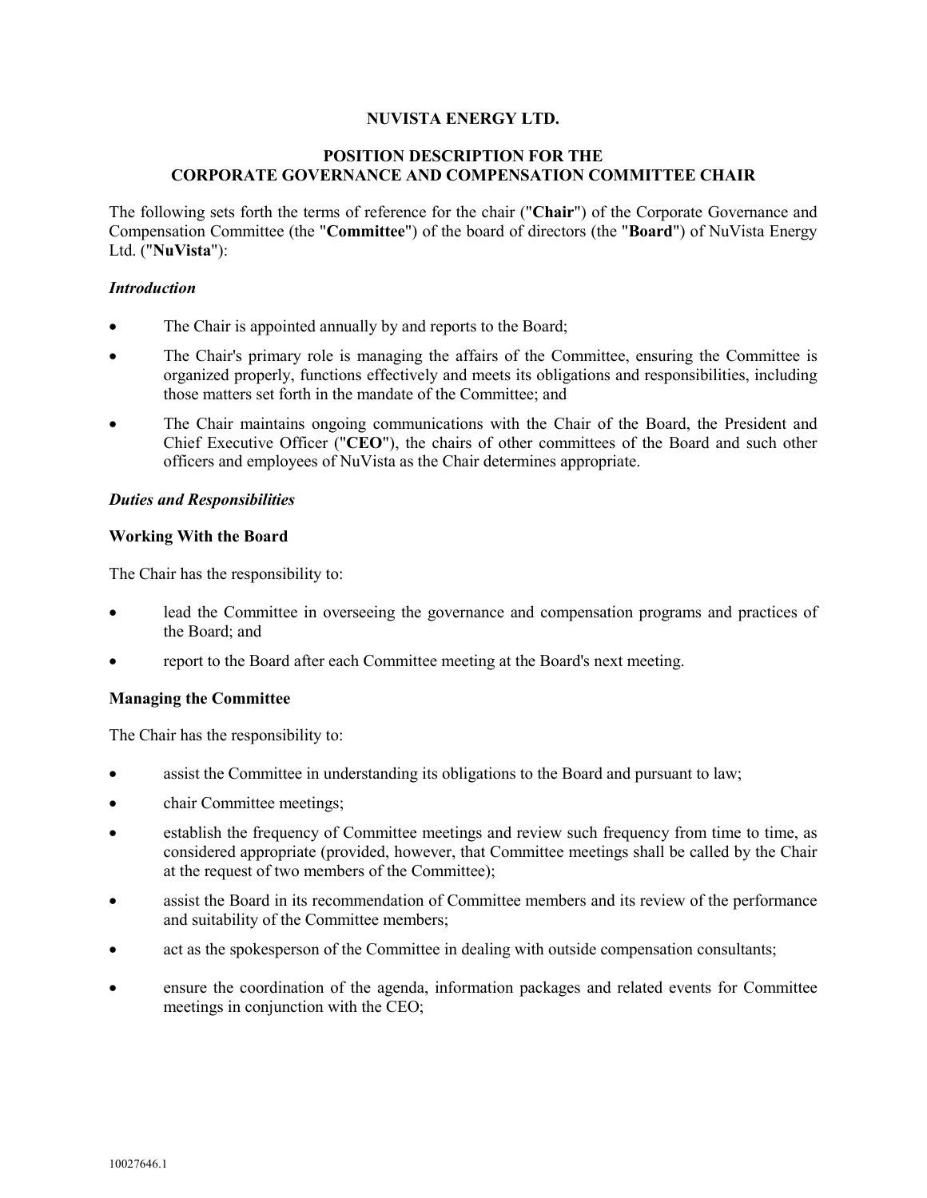**NUVISTA ENERGY LTD.**

**POSITION DESCRIPTION FOR THE CORPORATE GOVERNANCE AND COMPENSATION COMMITTEE CHAIR**

The following sets forth the terms of reference for the chair ("**Chair**") of the Corporate Governance and Compensation Committee (the "**Committee**") of the board of directors (the "**Board**") of NuVista Energy Ltd. ("**NuVista**"):

***Introduction***

- The Chair is appointed annually by and reports to the Board;
- The Chair's primary role is managing the affairs of the Committee, ensuring the Committee is organized properly, functions effectively and meets its obligations and responsibilities, including those matters set forth in the mandate of the Committee; and
- The Chair maintains ongoing communications with the Chair of the Board, the President and Chief Executive Officer ("**CEO**"), the chairs of other committees of the Board and such other officers and employees of NuVista as the Chair determines appropriate.

***Duties and Responsibilities***

**Working With the Board**

The Chair has the responsibility to:

- lead the Committee in overseeing the governance and compensation programs and practices of the Board; and
- report to the Board after each Committee meeting at the Board's next meeting.

**Managing the Committee**

The Chair has the responsibility to:

- assist the Committee in understanding its obligations to the Board and pursuant to law;
- chair Committee meetings;
- establish the frequency of Committee meetings and review such frequency from time to time, as considered appropriate (provided, however, that Committee meetings shall be called by the Chair at the request of two members of the Committee);
- assist the Board in its recommendation of Committee members and its review of the performance and suitability of the Committee members;
- act as the spokesperson of the Committee in dealing with outside compensation consultants;
- ensure the coordination of the agenda, information packages and related events for Committee meetings in conjunction with the CEO;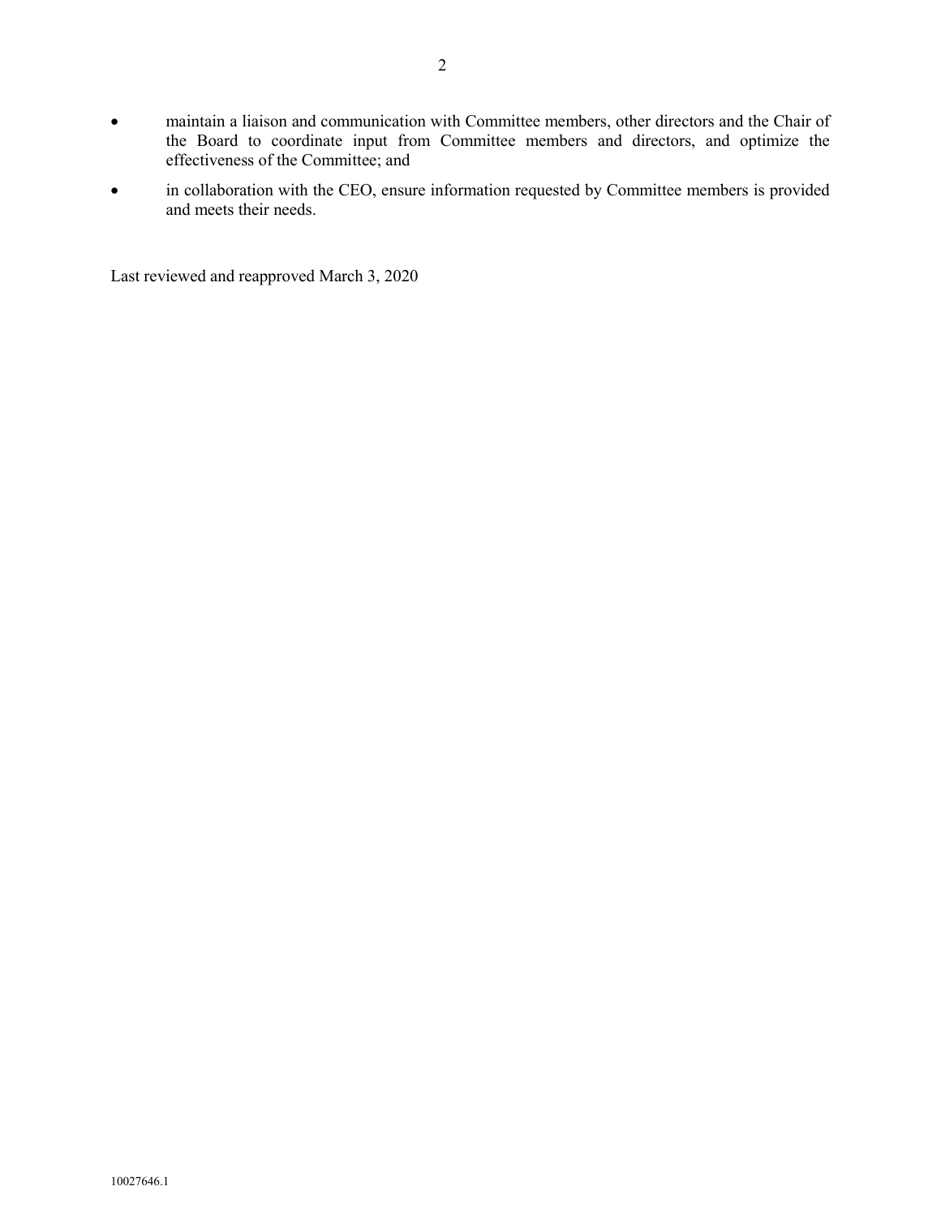- maintain a liaison and communication with Committee members, other directors and the Chair of the Board to coordinate input from Committee members and directors, and optimize the effectiveness of the Committee; and
- in collaboration with the CEO, ensure information requested by Committee members is provided and meets their needs.

Last reviewed and reapproved March 3, 2020

10027646.1